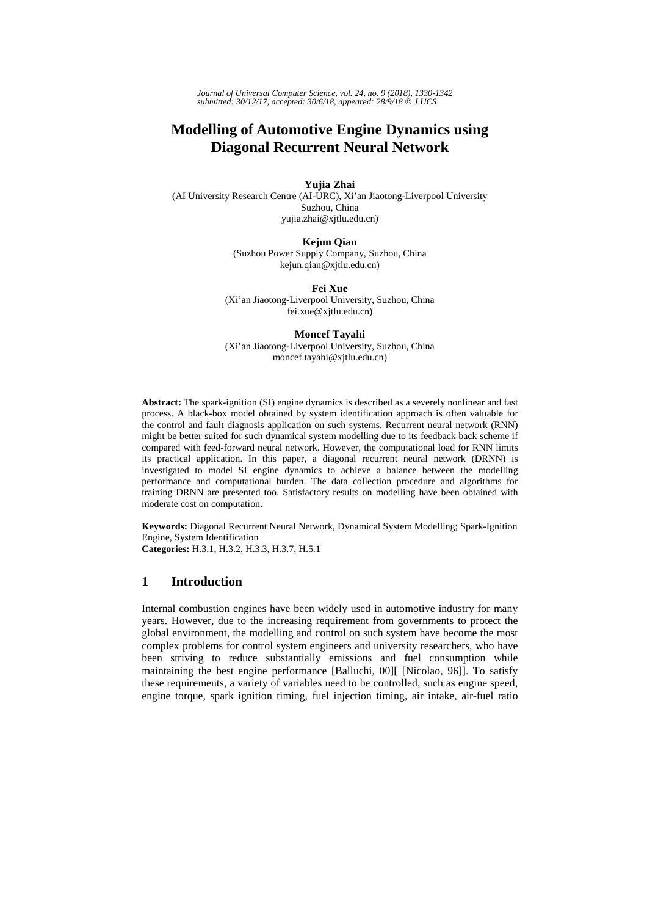# Modelling of Automotive Engine Dynamics using Diagonal Recurrent Neural Network

**Yujia Zhai**
(AI University Research Centre (AI-URC), Xi'an Jiaotong-Liverpool University
Suzhou, China
yujia.zhai@xjtlu.edu.cn)

**Kejun Qian**
(Suzhou Power Supply Company, Suzhou, China
kejun.qian@xjtlu.edu.cn)

**Fei Xue**
(Xi'an Jiaotong-Liverpool University, Suzhou, China
fei.xue@xjtlu.edu.cn)

**Moncef Tayahi**
(Xi'an Jiaotong-Liverpool University, Suzhou, China
moncef.tayahi@xjtlu.edu.cn)

**Abstract:** The spark-ignition (SI) engine dynamics is described as a severely nonlinear and fast process. A black-box model obtained by system identification approach is often valuable for the control and fault diagnosis application on such systems. Recurrent neural network (RNN) might be better suited for such dynamical system modelling due to its feedback back scheme if compared with feed-forward neural network. However, the computational load for RNN limits its practical application. In this paper, a diagonal recurrent neural network (DRNN) is investigated to model SI engine dynamics to achieve a balance between the modelling performance and computational burden. The data collection procedure and algorithms for training DRNN are presented too. Satisfactory results on modelling have been obtained with moderate cost on computation.

**Keywords:** Diagonal Recurrent Neural Network, Dynamical System Modelling; Spark-Ignition Engine, System Identification
**Categories:** H.3.1, H.3.2, H.3.3, H.3.7, H.5.1

## 1 Introduction

Internal combustion engines have been widely used in automotive industry for many years. However, due to the increasing requirement from governments to protect the global environment, the modelling and control on such system have become the most complex problems for control system engineers and university researchers, who have been striving to reduce substantially emissions and fuel consumption while maintaining the best engine performance [Balluchi, 00][ [Nicolao, 96]]. To satisfy these requirements, a variety of variables need to be controlled, such as engine speed, engine torque, spark ignition timing, fuel injection timing, air intake, air-fuel ratio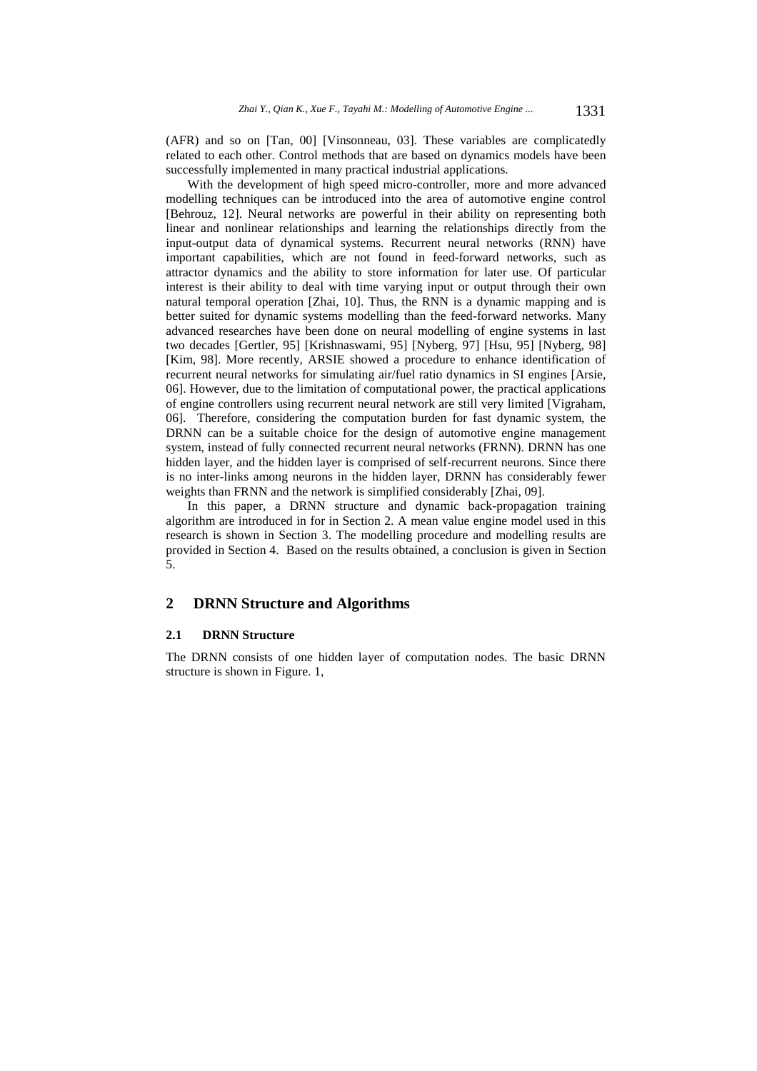(AFR) and so on [Tan, 00] [Vinsonneau, 03]. These variables are complicatedly related to each other. Control methods that are based on dynamics models have been successfully implemented in many practical industrial applications.

With the development of high speed micro-controller, more and more advanced modelling techniques can be introduced into the area of automotive engine control [Behrouz, 12]. Neural networks are powerful in their ability on representing both linear and nonlinear relationships and learning the relationships directly from the input-output data of dynamical systems. Recurrent neural networks (RNN) have important capabilities, which are not found in feed-forward networks, such as attractor dynamics and the ability to store information for later use. Of particular interest is their ability to deal with time varying input or output through their own natural temporal operation [Zhai, 10]. Thus, the RNN is a dynamic mapping and is better suited for dynamic systems modelling than the feed-forward networks. Many advanced researches have been done on neural modelling of engine systems in last two decades [Gertler, 95] [Krishnaswami, 95] [Nyberg, 97] [Hsu, 95] [Nyberg, 98] [Kim, 98]. More recently, ARSIE showed a procedure to enhance identification of recurrent neural networks for simulating air/fuel ratio dynamics in SI engines [Arsie, 06]. However, due to the limitation of computational power, the practical applications of engine controllers using recurrent neural network are still very limited [Vigraham, 06]. Therefore, considering the computation burden for fast dynamic system, the DRNN can be a suitable choice for the design of automotive engine management system, instead of fully connected recurrent neural networks (FRNN). DRNN has one hidden layer, and the hidden layer is comprised of self-recurrent neurons. Since there is no inter-links among neurons in the hidden layer, DRNN has considerably fewer weights than FRNN and the network is simplified considerably [Zhai, 09].

In this paper, a DRNN structure and dynamic back-propagation training algorithm are introduced in for in Section 2. A mean value engine model used in this research is shown in Section 3. The modelling procedure and modelling results are provided in Section 4. Based on the results obtained, a conclusion is given in Section 5.

## 2 DRNN Structure and Algorithms

### 2.1 DRNN Structure

The DRNN consists of one hidden layer of computation nodes. The basic DRNN structure is shown in Figure. 1,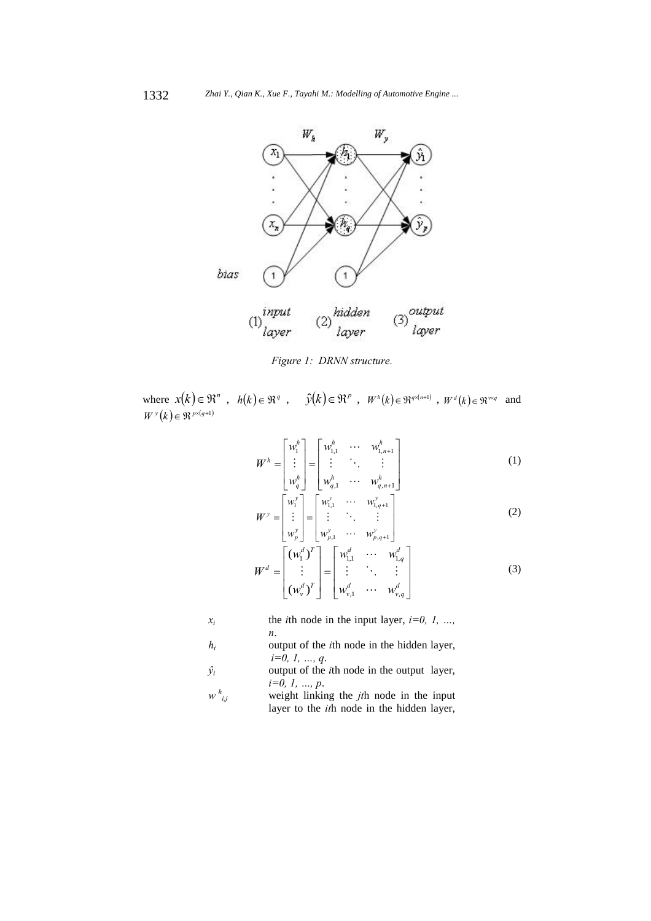*Figure 1: DRNN structure.*

where $x(k) \in \Re^{n}$ , $h(k) \in \Re^{q}$ , $\hat{y}(k) \in \Re^{p}$ , $W^{h}(k) \in \Re^{q \times (n+1)}$ , $W^{d}(k) \in \Re^{v \times q}$ and $W^{y}(k) \in \Re^{p \times (q+1)}$

$$W^{h} = \begin{bmatrix} w_{1}^{h} \\ \vdots \\ w_{q}^{h} \end{bmatrix} = \begin{bmatrix} w_{1,1}^{h} & \cdots & w_{1,n+1}^{h} \\ \vdots & \ddots & \vdots \\ w_{q,1}^{h} & \cdots & w_{q,n+1}^{h} \end{bmatrix} \tag{1}$$

$$W^{y} = \begin{bmatrix} w_{1}^{y} \\ \vdots \\ w_{p}^{y} \end{bmatrix} = \begin{bmatrix} w_{1,1}^{y} & \cdots & w_{1,q+1}^{y} \\ \vdots & \ddots & \vdots \\ w_{p,1}^{y} & \cdots & w_{p,q+1}^{y} \end{bmatrix} \tag{2}$$

$$W^{d} = \begin{bmatrix} (w_{1}^{d})^{T} \\ \vdots \\ (w_{v}^{d})^{T} \end{bmatrix} = \begin{bmatrix} w_{1,1}^{d} & \cdots & w_{1,q}^{d} \\ \vdots & \ddots & \vdots \\ w_{v,1}^{d} & \cdots & w_{v,q}^{d} \end{bmatrix} \tag{3}$$

| | |
|---|---|
| $x_i$ | the *i*th node in the input layer, $i=0, 1, \ldots, n$. |
| $h_i$ | output of the *i*th node in the hidden layer, $i=0, 1, \ldots, q$. |
| $\hat{y}_i$ | output of the *i*th node in the output layer, $i=0, 1, \ldots, p$. |
| $w^{h}_{i,j}$ | weight linking the *j*th node in the input layer to the *i*th node in the hidden layer, |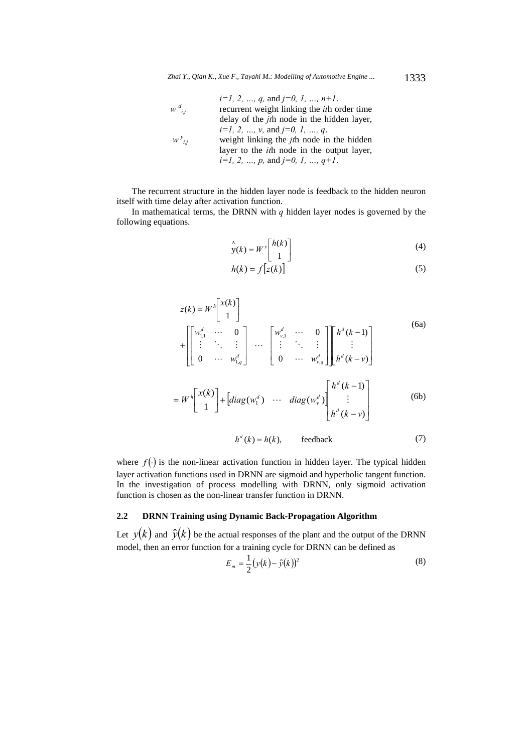| | |
|---|---|
| | $i=1, 2, \ldots, q$, and $j=0, 1, \ldots, n+1$. |
| $w^{d}_{i,j}$ | recurrent weight linking the $i$th order time delay of the $j$th node in the hidden layer, $i=1, 2, \ldots, v$, and $j=0, 1, \ldots, q$. |
| $w^{y}_{i,j}$ | weight linking the $j$th node in the hidden layer to the $i$th node in the output layer, $i=1, 2, \ldots, p$, and $j=0, 1, \ldots, q+1$. |

The recurrent structure in the hidden layer node is feedback to the hidden neuron itself with time delay after activation function.

In mathematical terms, the DRNN with $q$ hidden layer nodes is governed by the following equations.

$$\hat{y}(k) = W^{y}\begin{bmatrix} h(k) \\ 1 \end{bmatrix} \tag{4}$$

$$h(k) = f\left[z(k)\right] \tag{5}$$

$$z(k) = W^{h}\begin{bmatrix} x(k) \\ 1 \end{bmatrix} + \begin{bmatrix} \begin{bmatrix} w^{d}_{1,1} & \cdots & 0 \\ \vdots & \ddots & \vdots \\ 0 & \cdots & w^{d}_{1,q} \end{bmatrix} & \cdots & \begin{bmatrix} w^{d}_{v,1} & \cdots & 0 \\ \vdots & \ddots & \vdots \\ 0 & \cdots & w^{d}_{v,q} \end{bmatrix} \end{bmatrix} \begin{bmatrix} h^{d}(k-1) \\ \vdots \\ h^{d}(k-v) \end{bmatrix} \tag{6a}$$

$$= W^{h}\begin{bmatrix} x(k) \\ 1 \end{bmatrix} + \begin{bmatrix} diag(w^{d}_{1}) & \cdots & diag(w^{d}_{v}) \end{bmatrix} \begin{bmatrix} h^{d}(k-1) \\ \vdots \\ h^{d}(k-v) \end{bmatrix} \tag{6b}$$

$$h^{d}(k) = h(k), \qquad \text{feedback} \tag{7}$$

where $f(\cdot)$ is the non-linear activation function in hidden layer. The typical hidden layer activation functions used in DRNN are sigmoid and hyperbolic tangent function. In the investigation of process modelling with DRNN, only sigmoid activation function is chosen as the non-linear transfer function in DRNN.

### 2.2 DRNN Training using Dynamic Back-Propagation Algorithm

Let $y(k)$ and $\hat{y}(k)$ be the actual responses of the plant and the output of the DRNN model, then an error function for a training cycle for DRNN can be defined as

$$E_{m} = \frac{1}{2}\left(y(k) - \hat{y}(k)\right)^{2} \tag{8}$$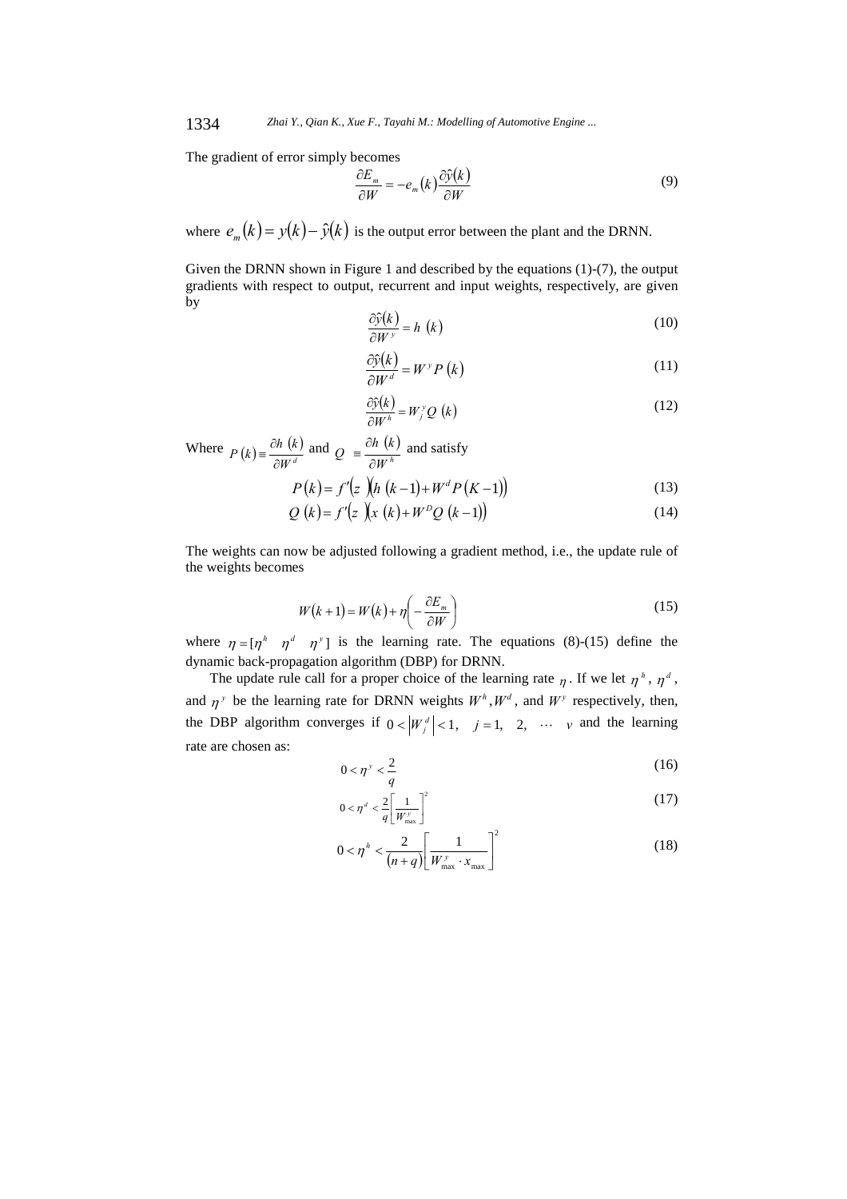The gradient of error simply becomes

$$\frac{\partial E_m}{\partial W} = -e_m(k)\frac{\partial \hat{y}(k)}{\partial W} \tag{9}$$

where $e_m(k) = y(k) - \hat{y}(k)$ is the output error between the plant and the DRNN.

Given the DRNN shown in Figure 1 and described by the equations (1)-(7), the output gradients with respect to output, recurrent and input weights, respectively, are given by

$$\frac{\partial \hat{y}(k)}{\partial W^y} = h\ (k) \tag{10}$$

$$\frac{\partial \hat{y}(k)}{\partial W^d} = W^y P\ (k) \tag{11}$$

$$\frac{\partial \hat{y}(k)}{\partial W^h} = W_j^y Q\ (k) \tag{12}$$

Where $P\ (k) \equiv \frac{\partial h\ (k)}{\partial W^d}$ and $Q\ \equiv \frac{\partial h\ (k)}{\partial W^h}$ and satisfy

$$P(k) = f'(z\ )(h\ (k-1) + W^d P\ (K-1)) \tag{13}$$

$$Q\ (k) = f'(z\ )(x\ (k) + W^D Q\ (k-1)) \tag{14}$$

The weights can now be adjusted following a gradient method, i.e., the update rule of the weights becomes

$$W(k+1) = W(k) + \eta\left(-\frac{\partial E_m}{\partial W}\right) \tag{15}$$

where $\eta = [\eta^h \quad \eta^d \quad \eta^y]$ is the learning rate. The equations (8)-(15) define the dynamic back-propagation algorithm (DBP) for DRNN.

The update rule call for a proper choice of the learning rate $\eta$. If we let $\eta^h$, $\eta^d$, and $\eta^y$ be the learning rate for DRNN weights $W^h, W^d$, and $W^y$ respectively, then, the DBP algorithm converges if $0 < \left|W_j^d\right| < 1, \quad j = 1, \quad 2, \quad \cdots \quad v$ and the learning rate are chosen as:

$$0 < \eta^y < \frac{2}{q} \tag{16}$$

$$0 < \eta^d < \frac{2}{q}\left[\frac{1}{W_{\max}^y}\right]^2 \tag{17}$$

$$0 < \eta^h < \frac{2}{(n+q)}\left[\frac{1}{W_{\max}^y \cdot x_{\max}}\right]^2 \tag{18}$$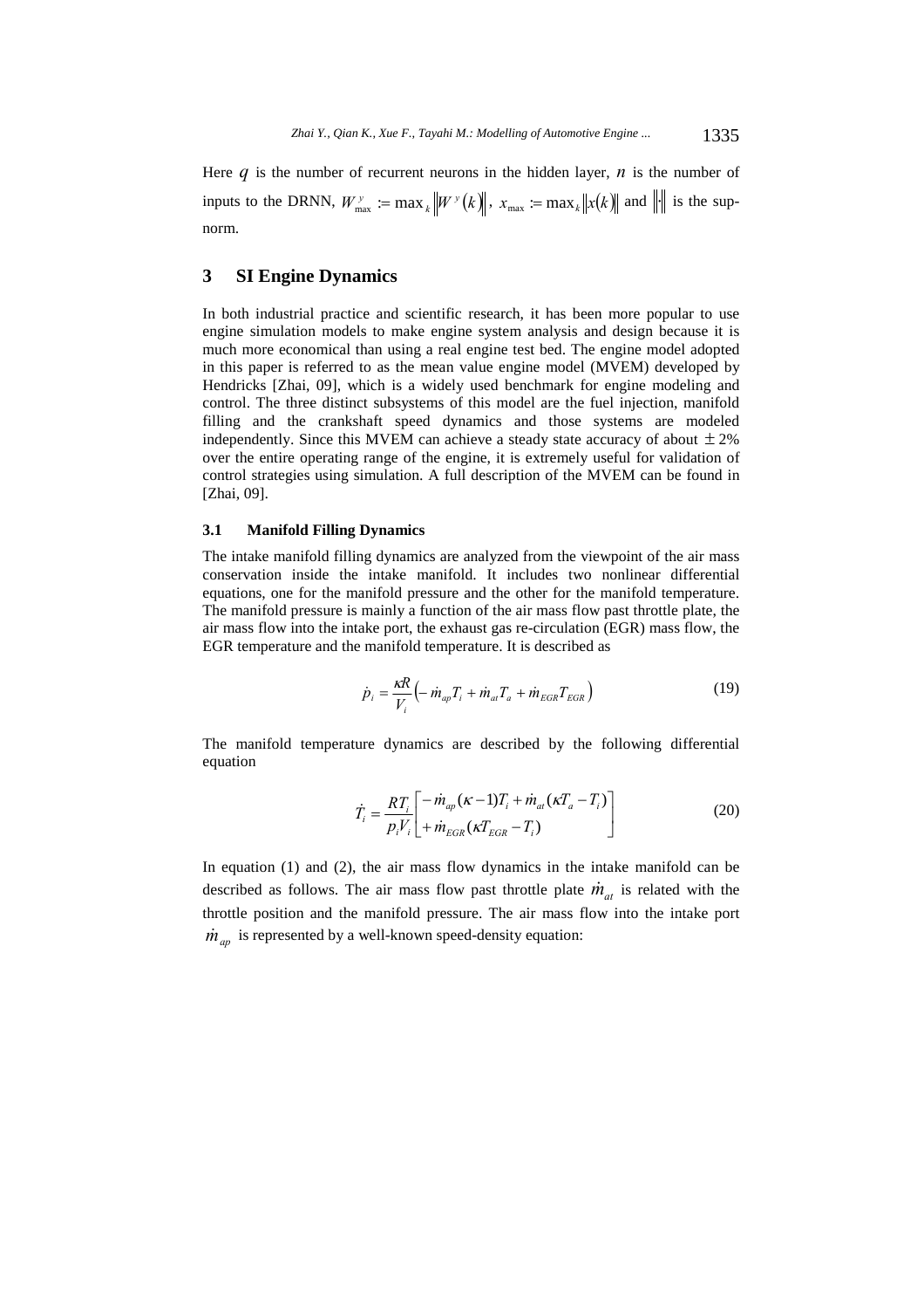Here $q$ is the number of recurrent neurons in the hidden layer, $n$ is the number of inputs to the DRNN, $W^{y}_{\max} := \max_k \left\| W^{y}(k) \right\|$, $x_{\max} := \max_k \left\| x(k) \right\|$ and $\left\| \cdot \right\|$ is the sup-norm.

## 3 SI Engine Dynamics

In both industrial practice and scientific research, it has been more popular to use engine simulation models to make engine system analysis and design because it is much more economical than using a real engine test bed. The engine model adopted in this paper is referred to as the mean value engine model (MVEM) developed by Hendricks [Zhai, 09], which is a widely used benchmark for engine modeling and control. The three distinct subsystems of this model are the fuel injection, manifold filling and the crankshaft speed dynamics and those systems are modeled independently. Since this MVEM can achieve a steady state accuracy of about $\pm 2\%$ over the entire operating range of the engine, it is extremely useful for validation of control strategies using simulation. A full description of the MVEM can be found in [Zhai, 09].

### 3.1 Manifold Filling Dynamics

The intake manifold filling dynamics are analyzed from the viewpoint of the air mass conservation inside the intake manifold. It includes two nonlinear differential equations, one for the manifold pressure and the other for the manifold temperature. The manifold pressure is mainly a function of the air mass flow past throttle plate, the air mass flow into the intake port, the exhaust gas re-circulation (EGR) mass flow, the EGR temperature and the manifold temperature. It is described as

$$\dot{p}_i = \frac{\kappa R}{V_i}\left(-\dot{m}_{ap}T_i + \dot{m}_{at}T_a + \dot{m}_{EGR}T_{EGR}\right) \tag{19}$$

The manifold temperature dynamics are described by the following differential equation

$$\dot{T}_i = \frac{RT_i}{p_i V_i}\begin{bmatrix} -\dot{m}_{ap}(\kappa - 1)T_i + \dot{m}_{at}(\kappa T_a - T_i) \\ +\dot{m}_{EGR}(\kappa T_{EGR} - T_i) \end{bmatrix} \tag{20}$$

In equation (1) and (2), the air mass flow dynamics in the intake manifold can be described as follows. The air mass flow past throttle plate $\dot{m}_{at}$ is related with the throttle position and the manifold pressure. The air mass flow into the intake port $\dot{m}_{ap}$ is represented by a well-known speed-density equation: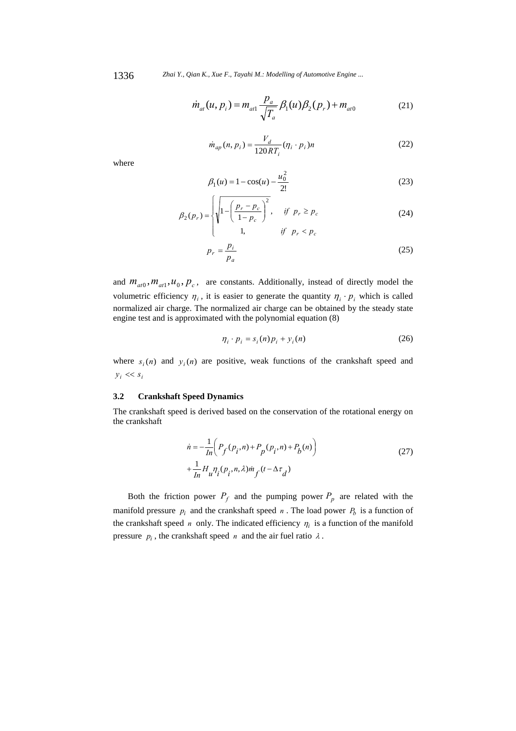$$\dot{m}_{at}(u, p_i) = m_{at1} \frac{p_a}{\sqrt{T_a}} \beta_1(u)\beta_2(p_r) + m_{at0} \tag{21}$$

$$\dot{m}_{ap}(n, p_i) = \frac{V_d}{120RT_i}(\eta_i \cdot p_i)n \tag{22}$$

where

$$\beta_1(u) = 1 - \cos(u) - \frac{u_0^2}{2!} \tag{23}$$

$$\beta_2(p_r) = \begin{cases} \sqrt{1 - \left(\dfrac{p_r - p_c}{1 - p_c}\right)^2}, & if \;\; p_r \geq p_c \\ 1, & if \;\; p_r < p_c \end{cases} \tag{24}$$

$$p_r = \frac{p_i}{p_a} \tag{25}$$

and $m_{at0}, m_{at1}, u_0, p_c$, are constants. Additionally, instead of directly model the volumetric efficiency $\eta_i$, it is easier to generate the quantity $\eta_i \cdot p_i$ which is called normalized air charge. The normalized air charge can be obtained by the steady state engine test and is approximated with the polynomial equation (8)

$$\eta_i \cdot p_i = s_i(n)p_i + y_i(n) \tag{26}$$

where $s_i(n)$ and $y_i(n)$ are positive, weak functions of the crankshaft speed and $y_i << s_i$

### 3.2 Crankshaft Speed Dynamics

The crankshaft speed is derived based on the conservation of the rotational energy on the crankshaft

$$\dot{n} = -\frac{1}{In}\left(P_f(p_i, n) + P_p(p_i, n) + P_b(n)\right) + \frac{1}{In} H_u \eta_i(p_i, n, \lambda)\dot{m}_f(t - \Delta\tau_d) \tag{27}$$

Both the friction power $P_f$ and the pumping power $P_p$ are related with the manifold pressure $p_i$ and the crankshaft speed $n$. The load power $P_b$ is a function of the crankshaft speed $n$ only. The indicated efficiency $\eta_i$ is a function of the manifold pressure $p_i$, the crankshaft speed $n$ and the air fuel ratio $\lambda$.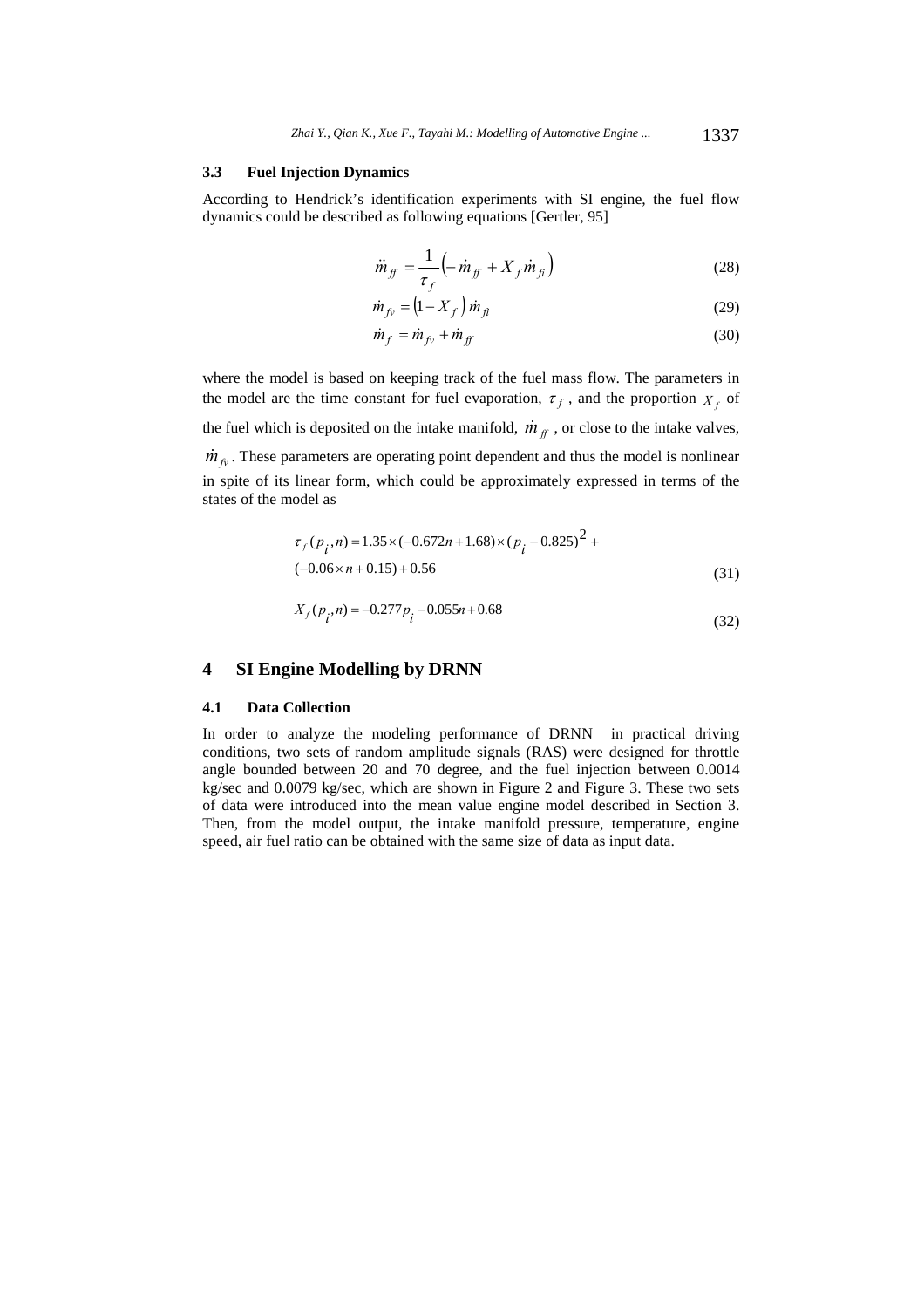### 3.3 Fuel Injection Dynamics

According to Hendrick's identification experiments with SI engine, the fuel flow dynamics could be described as following equations [Gertler, 95]

$$\ddot{m}_{ff} = \frac{1}{\tau_f}\left(-\dot{m}_{ff} + X_f \dot{m}_{fi}\right) \tag{28}$$

$$\dot{m}_{fv} = \left(1 - X_f\right)\dot{m}_{fi} \tag{29}$$

$$\dot{m}_f = \dot{m}_{fv} + \dot{m}_{ff} \tag{30}$$

where the model is based on keeping track of the fuel mass flow. The parameters in the model are the time constant for fuel evaporation, $\tau_f$, and the proportion $X_f$ of the fuel which is deposited on the intake manifold, $\dot{m}_{ff}$, or close to the intake valves, $\dot{m}_{fv}$. These parameters are operating point dependent and thus the model is nonlinear in spite of its linear form, which could be approximately expressed in terms of the states of the model as

$$\tau_f(p_i, n) = 1.35 \times (-0.672n + 1.68) \times (p_i - 0.825)^2 + (-0.06 \times n + 0.15) + 0.56 \tag{31}$$

$$X_f(p_i, n) = -0.277p_i - 0.055n + 0.68 \tag{32}$$

## 4 SI Engine Modelling by DRNN

### 4.1 Data Collection

In order to analyze the modeling performance of DRNN in practical driving conditions, two sets of random amplitude signals (RAS) were designed for throttle angle bounded between 20 and 70 degree, and the fuel injection between 0.0014 kg/sec and 0.0079 kg/sec, which are shown in Figure 2 and Figure 3. These two sets of data were introduced into the mean value engine model described in Section 3. Then, from the model output, the intake manifold pressure, temperature, engine speed, air fuel ratio can be obtained with the same size of data as input data.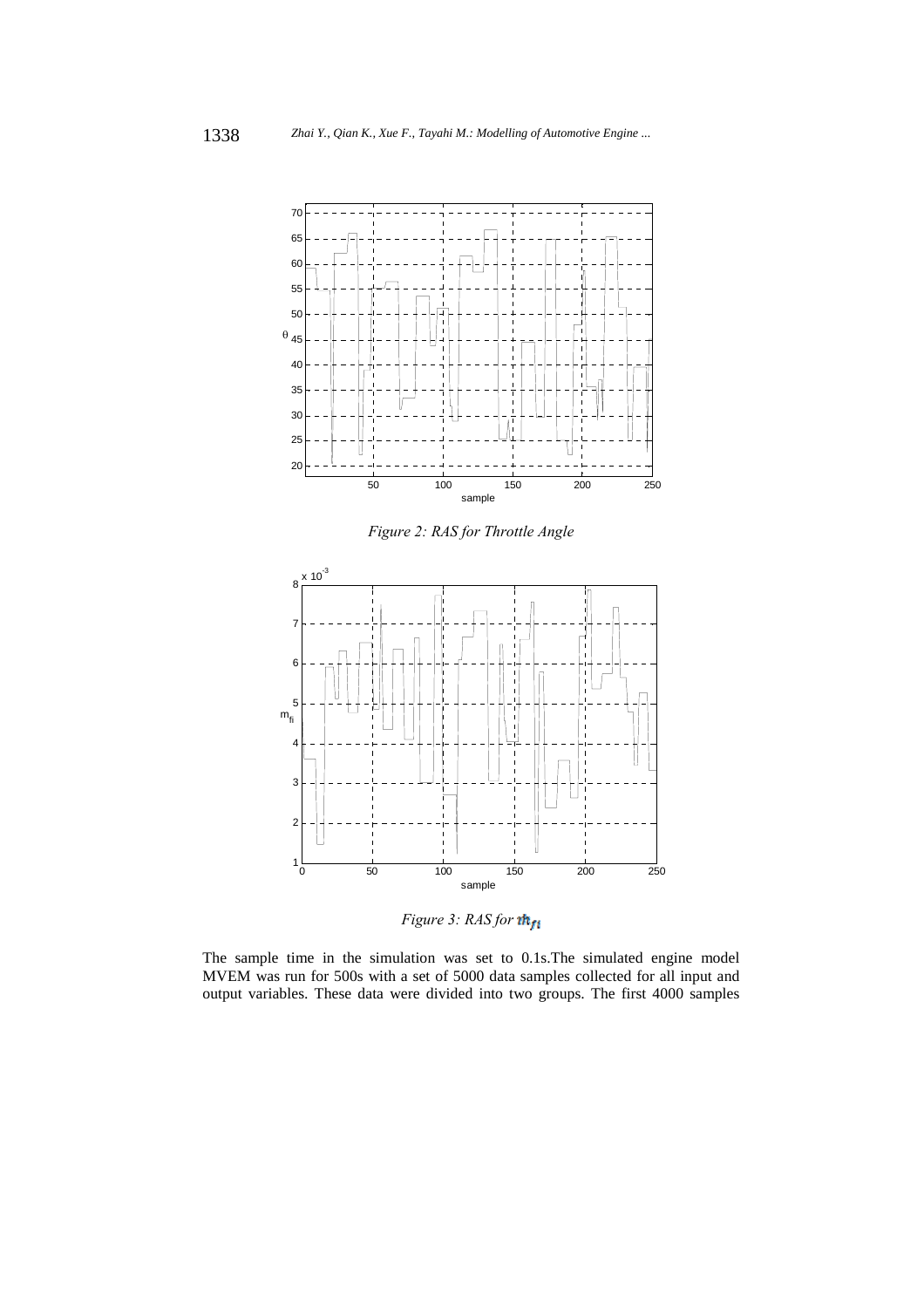*Figure 2: RAS for Throttle Angle*

*Figure 3: RAS for $\dot{m}_{fi}$*

The sample time in the simulation was set to 0.1s.The simulated engine model MVEM was run for 500s with a set of 5000 data samples collected for all input and output variables. These data were divided into two groups. The first 4000 samples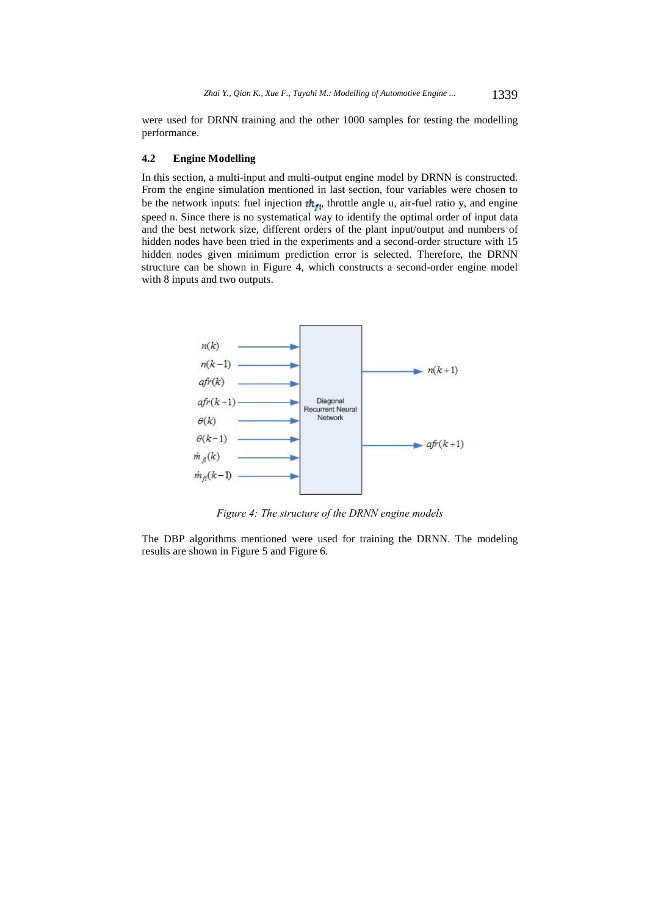were used for DRNN training and the other 1000 samples for testing the modelling performance.

### 4.2 Engine Modelling

In this section, a multi-input and multi-output engine model by DRNN is constructed. From the engine simulation mentioned in last section, four variables were chosen to be the network inputs: fuel injection $\dot{m}_{fi}$, throttle angle u, air-fuel ratio y, and engine speed n. Since there is no systematical way to identify the optimal order of input data and the best network size, different orders of the plant input/output and numbers of hidden nodes have been tried in the experiments and a second-order structure with 15 hidden nodes given minimum prediction error is selected. Therefore, the DRNN structure can be shown in Figure 4, which constructs a second-order engine model with 8 inputs and two outputs.

*Figure 4: The structure of the DRNN engine models*

The DBP algorithms mentioned were used for training the DRNN. The modeling results are shown in Figure 5 and Figure 6.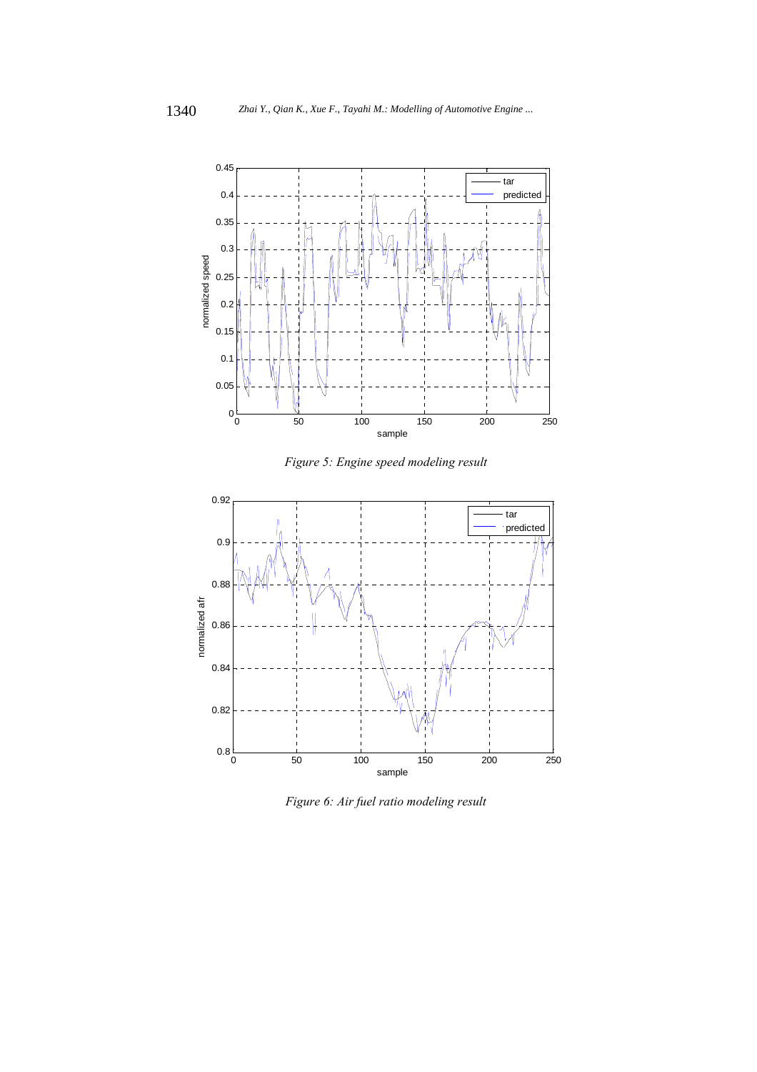Figure 5: Engine speed modeling result

Figure 6: Air fuel ratio modeling result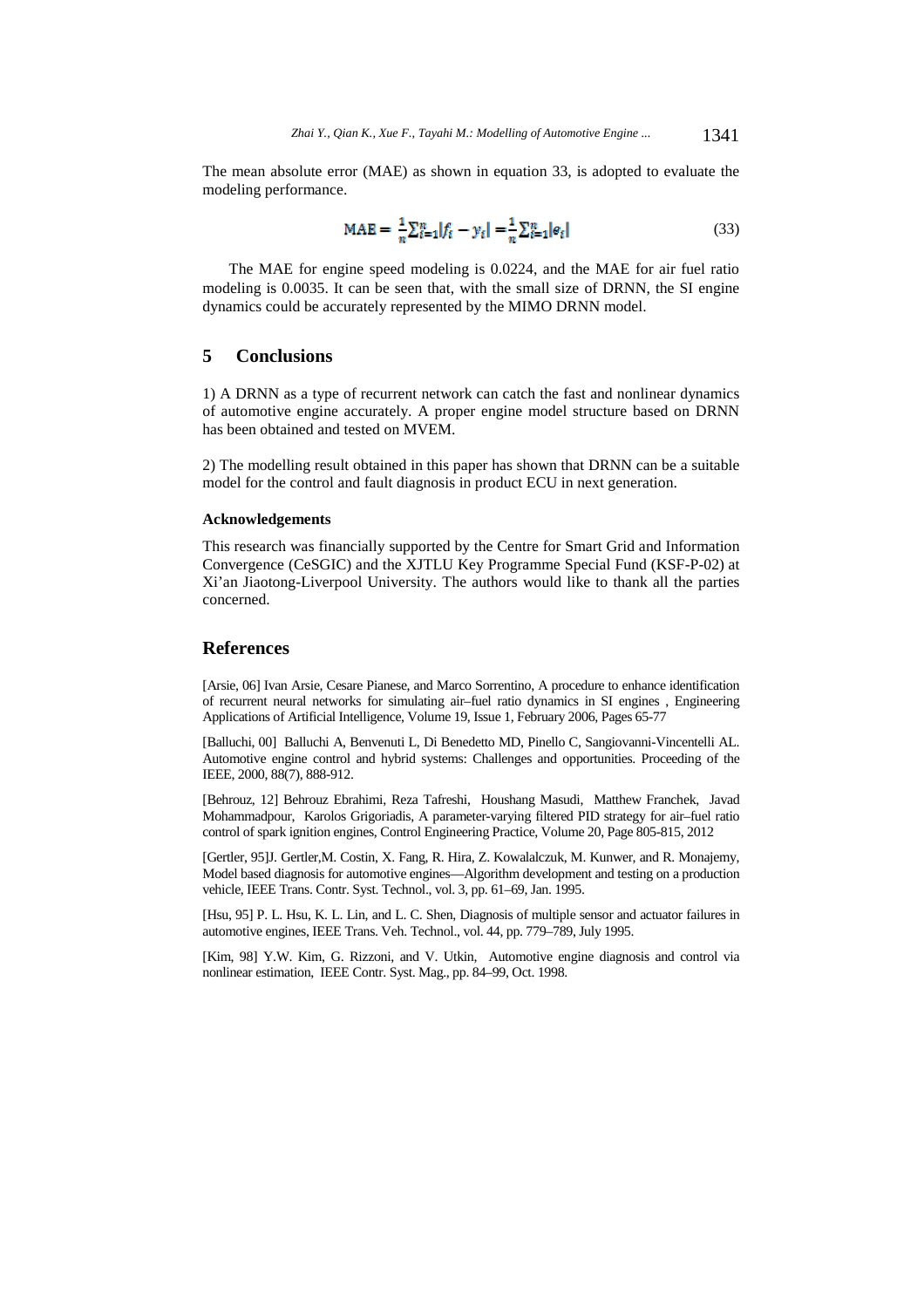The mean absolute error (MAE) as shown in equation 33, is adopted to evaluate the modeling performance.

$$\mathrm{MAE} = \frac{1}{n}\sum_{i=1}^{n}|f_i - y_i| = \frac{1}{n}\sum_{i=1}^{n}|e_i| \tag{33}$$

The MAE for engine speed modeling is 0.0224, and the MAE for air fuel ratio modeling is 0.0035. It can be seen that, with the small size of DRNN, the SI engine dynamics could be accurately represented by the MIMO DRNN model.

## 5 Conclusions

1) A DRNN as a type of recurrent network can catch the fast and nonlinear dynamics of automotive engine accurately. A proper engine model structure based on DRNN has been obtained and tested on MVEM.

2) The modelling result obtained in this paper has shown that DRNN can be a suitable model for the control and fault diagnosis in product ECU in next generation.

#### Acknowledgements

This research was financially supported by the Centre for Smart Grid and Information Convergence (CeSGIC) and the XJTLU Key Programme Special Fund (KSF-P-02) at Xi'an Jiaotong-Liverpool University. The authors would like to thank all the parties concerned.

## References

[Arsie, 06] Ivan Arsie, Cesare Pianese, and Marco Sorrentino, A procedure to enhance identification of recurrent neural networks for simulating air–fuel ratio dynamics in SI engines , Engineering Applications of Artificial Intelligence, Volume 19, Issue 1, February 2006, Pages 65-77

[Balluchi, 00] Balluchi A, Benvenuti L, Di Benedetto MD, Pinello C, Sangiovanni-Vincentelli AL. Automotive engine control and hybrid systems: Challenges and opportunities. Proceeding of the IEEE, 2000, 88(7), 888-912.

[Behrouz, 12] Behrouz Ebrahimi, Reza Tafreshi, Houshang Masudi, Matthew Franchek, Javad Mohammadpour, Karolos Grigoriadis, A parameter-varying filtered PID strategy for air–fuel ratio control of spark ignition engines, Control Engineering Practice, Volume 20, Page 805-815, 2012

[Gertler, 95]J. Gertler,M. Costin, X. Fang, R. Hira, Z. Kowalalczuk, M. Kunwer, and R. Monajemy, Model based diagnosis for automotive engines—Algorithm development and testing on a production vehicle, IEEE Trans. Contr. Syst. Technol., vol. 3, pp. 61–69, Jan. 1995.

[Hsu, 95] P. L. Hsu, K. L. Lin, and L. C. Shen, Diagnosis of multiple sensor and actuator failures in automotive engines, IEEE Trans. Veh. Technol., vol. 44, pp. 779–789, July 1995.

[Kim, 98] Y.W. Kim, G. Rizzoni, and V. Utkin, Automotive engine diagnosis and control via nonlinear estimation, IEEE Contr. Syst. Mag., pp. 84–99, Oct. 1998.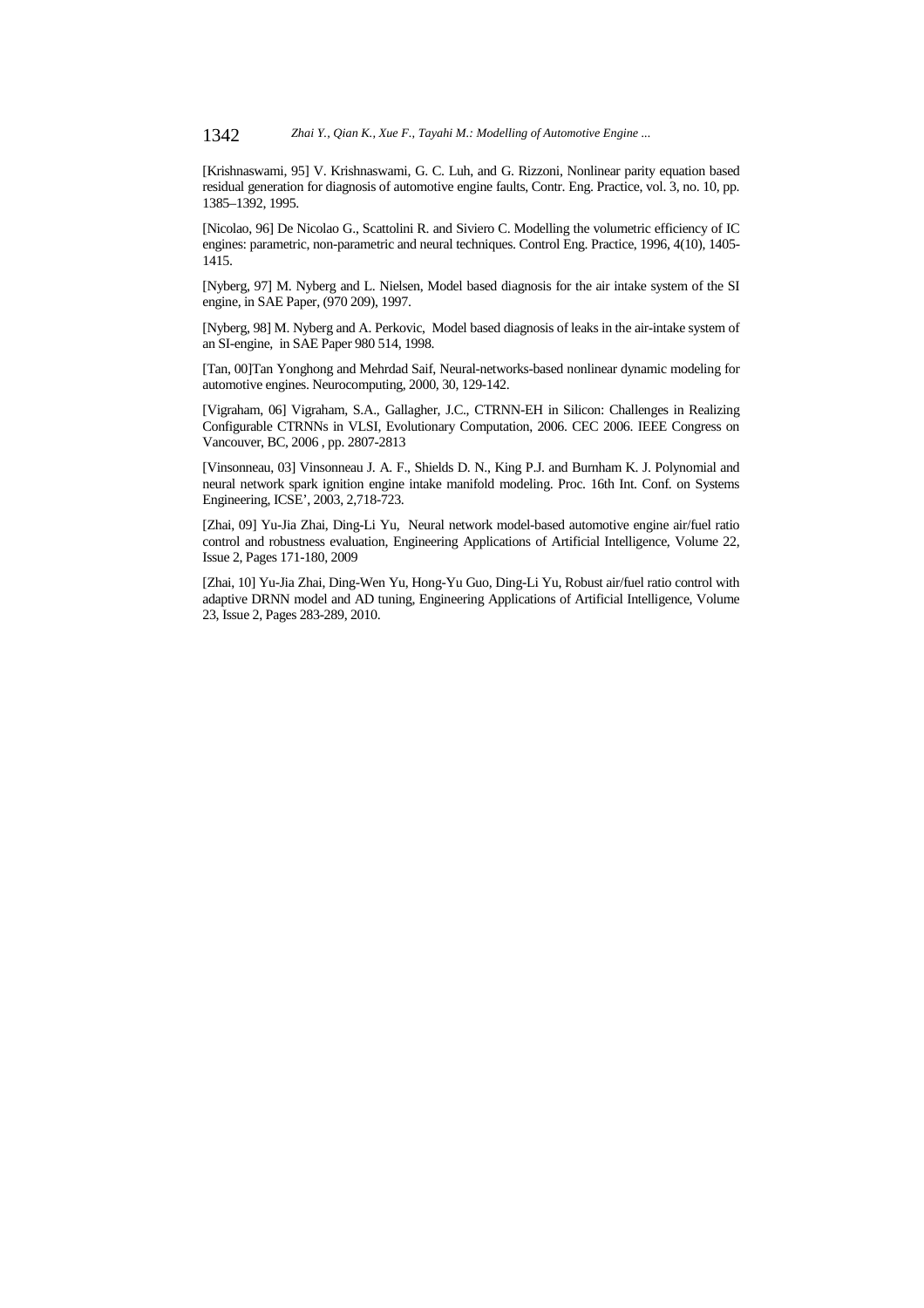[Krishnaswami, 95] V. Krishnaswami, G. C. Luh, and G. Rizzoni, Nonlinear parity equation based residual generation for diagnosis of automotive engine faults, Contr. Eng. Practice, vol. 3, no. 10, pp. 1385–1392, 1995.

[Nicolao, 96] De Nicolao G., Scattolini R. and Siviero C. Modelling the volumetric efficiency of IC engines: parametric, non-parametric and neural techniques. Control Eng. Practice, 1996, 4(10), 1405-1415.

[Nyberg, 97] M. Nyberg and L. Nielsen, Model based diagnosis for the air intake system of the SI engine, in SAE Paper, (970 209), 1997.

[Nyberg, 98] M. Nyberg and A. Perkovic, Model based diagnosis of leaks in the air-intake system of an SI-engine, in SAE Paper 980 514, 1998.

[Tan, 00]Tan Yonghong and Mehrdad Saif, Neural-networks-based nonlinear dynamic modeling for automotive engines. Neurocomputing, 2000, 30, 129-142.

[Vigraham, 06] Vigraham, S.A., Gallagher, J.C., CTRNN-EH in Silicon: Challenges in Realizing Configurable CTRNNs in VLSI, Evolutionary Computation, 2006. CEC 2006. IEEE Congress on Vancouver, BC, 2006 , pp. 2807-2813

[Vinsonneau, 03] Vinsonneau J. A. F., Shields D. N., King P.J. and Burnham K. J. Polynomial and neural network spark ignition engine intake manifold modeling. Proc. 16th Int. Conf. on Systems Engineering, ICSE', 2003, 2,718-723.

[Zhai, 09] Yu-Jia Zhai, Ding-Li Yu, Neural network model-based automotive engine air/fuel ratio control and robustness evaluation, Engineering Applications of Artificial Intelligence, Volume 22, Issue 2, Pages 171-180, 2009

[Zhai, 10] Yu-Jia Zhai, Ding-Wen Yu, Hong-Yu Guo, Ding-Li Yu, Robust air/fuel ratio control with adaptive DRNN model and AD tuning, Engineering Applications of Artificial Intelligence, Volume 23, Issue 2, Pages 283-289, 2010.